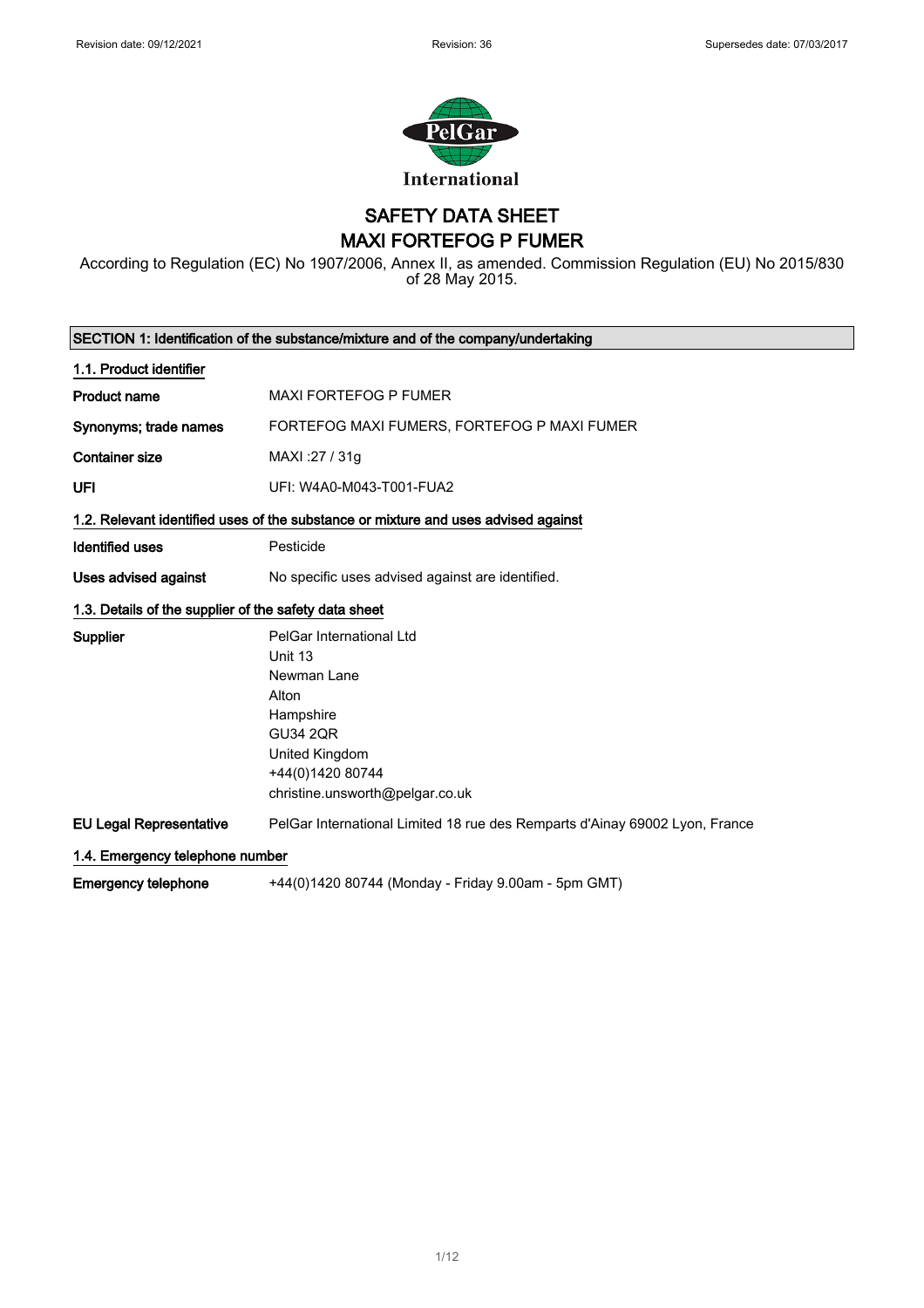Revision date: 09/12/2021 | Revision: 36 | Supersedes date: 07/03/2017

PelGar International

# SAFETY DATA SHEET
# MAXI FORTEFOG P FUMER

According to Regulation (EC) No 1907/2006, Annex II, as amended. Commission Regulation (EU) No 2015/830 of 28 May 2015.

## SECTION 1: Identification of the substance/mixture and of the company/undertaking

### 1.1. Product identifier

| | |
|---|---|
| **Product name** | MAXI FORTEFOG P FUMER |
| **Synonyms; trade names** | FORTEFOG MAXI FUMERS, FORTEFOG P MAXI FUMER |
| **Container size** | MAXI :27 / 31g |
| **UFI** | UFI: W4A0-M043-T001-FUA2 |

### 1.2. Relevant identified uses of the substance or mixture and uses advised against

| | |
|---|---|
| **Identified uses** | Pesticide |
| **Uses advised against** | No specific uses advised against are identified. |

### 1.3. Details of the supplier of the safety data sheet

| | |
|---|---|
| **Supplier** | PelGar International Ltd<br>Unit 13<br>Newman Lane<br>Alton<br>Hampshire<br>GU34 2QR<br>United Kingdom<br>+44(0)1420 80744<br>christine.unsworth@pelgar.co.uk |
| **EU Legal Representative** | PelGar International Limited 18 rue des Remparts d'Ainay 69002 Lyon, France |

### 1.4. Emergency telephone number

| | |
|---|---|
| **Emergency telephone** | +44(0)1420 80744 (Monday - Friday 9.00am - 5pm GMT) |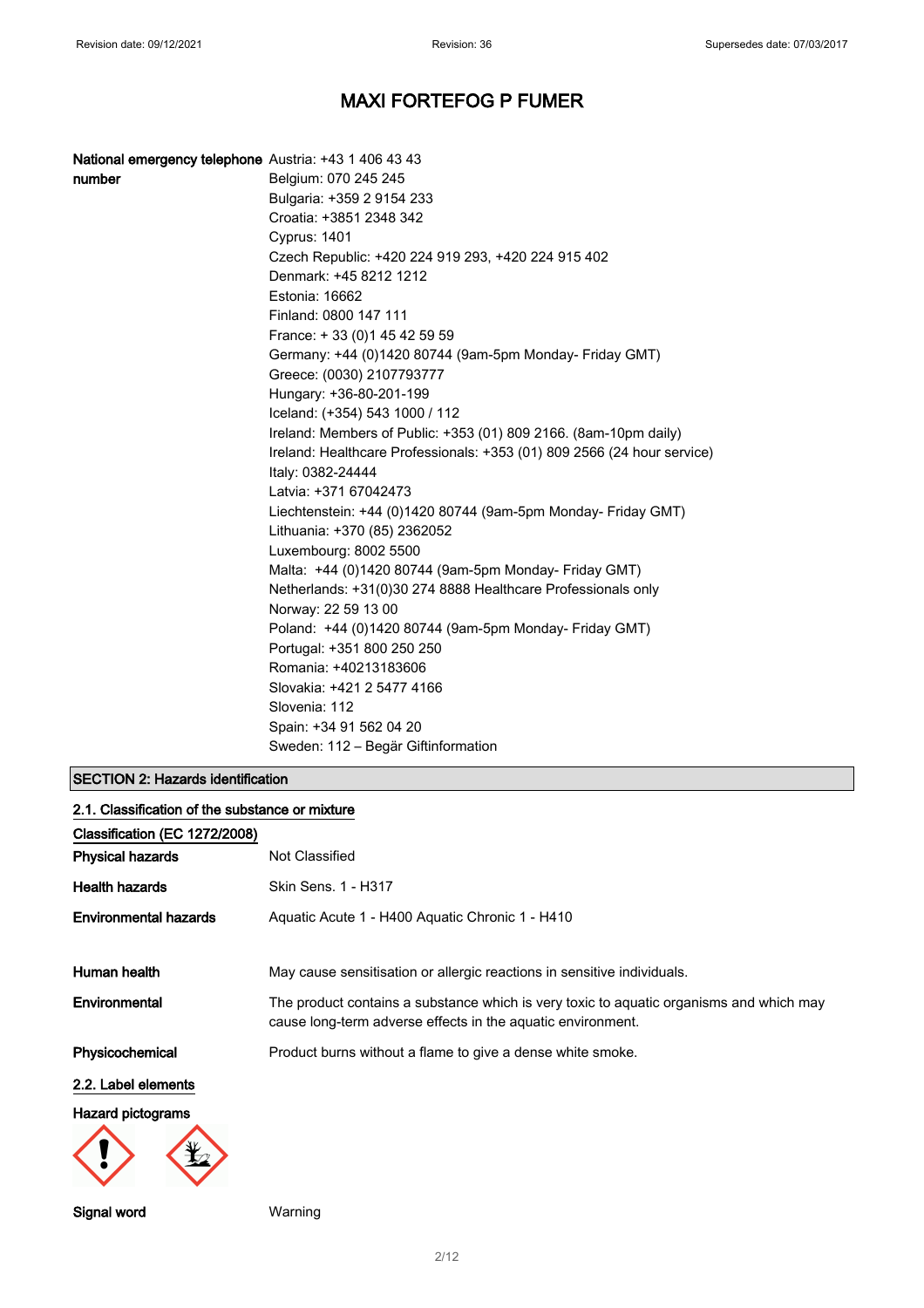**National emergency telephone number**

Austria: +43 1 406 43 43
Belgium: 070 245 245
Bulgaria: +359 2 9154 233
Croatia: +3851 2348 342
Cyprus: 1401
Czech Republic: +420 224 919 293, +420 224 915 402
Denmark: +45 8212 1212
Estonia: 16662
Finland: 0800 147 111
France: + 33 (0)1 45 42 59 59
Germany: +44 (0)1420 80744 (9am-5pm Monday- Friday GMT)
Greece: (0030) 2107793777
Hungary: +36-80-201-199
Iceland: (+354) 543 1000 / 112
Ireland: Members of Public: +353 (01) 809 2166. (8am-10pm daily)
Ireland: Healthcare Professionals: +353 (01) 809 2566 (24 hour service)
Italy: 0382-24444
Latvia: +371 67042473
Liechtenstein: +44 (0)1420 80744 (9am-5pm Monday- Friday GMT)
Lithuania: +370 (85) 2362052
Luxembourg: 8002 5500
Malta: +44 (0)1420 80744 (9am-5pm Monday- Friday GMT)
Netherlands: +31(0)30 274 8888 Healthcare Professionals only
Norway: 22 59 13 00
Poland: +44 (0)1420 80744 (9am-5pm Monday- Friday GMT)
Portugal: +351 800 250 250
Romania: +40213183606
Slovakia: +421 2 5477 4166
Slovenia: 112
Spain: +34 91 562 04 20
Sweden: 112 – Begär Giftinformation

## SECTION 2: Hazards identification

### 2.1. Classification of the substance or mixture

**Classification (EC 1272/2008)**

**Physical hazards** Not Classified

**Health hazards** Skin Sens. 1 - H317

**Environmental hazards** Aquatic Acute 1 - H400 Aquatic Chronic 1 - H410

**Human health** May cause sensitisation or allergic reactions in sensitive individuals.

**Environmental** The product contains a substance which is very toxic to aquatic organisms and which may cause long-term adverse effects in the aquatic environment.

**Physicochemical** Product burns without a flame to give a dense white smoke.

### 2.2. Label elements

**Hazard pictograms**

**Signal word** Warning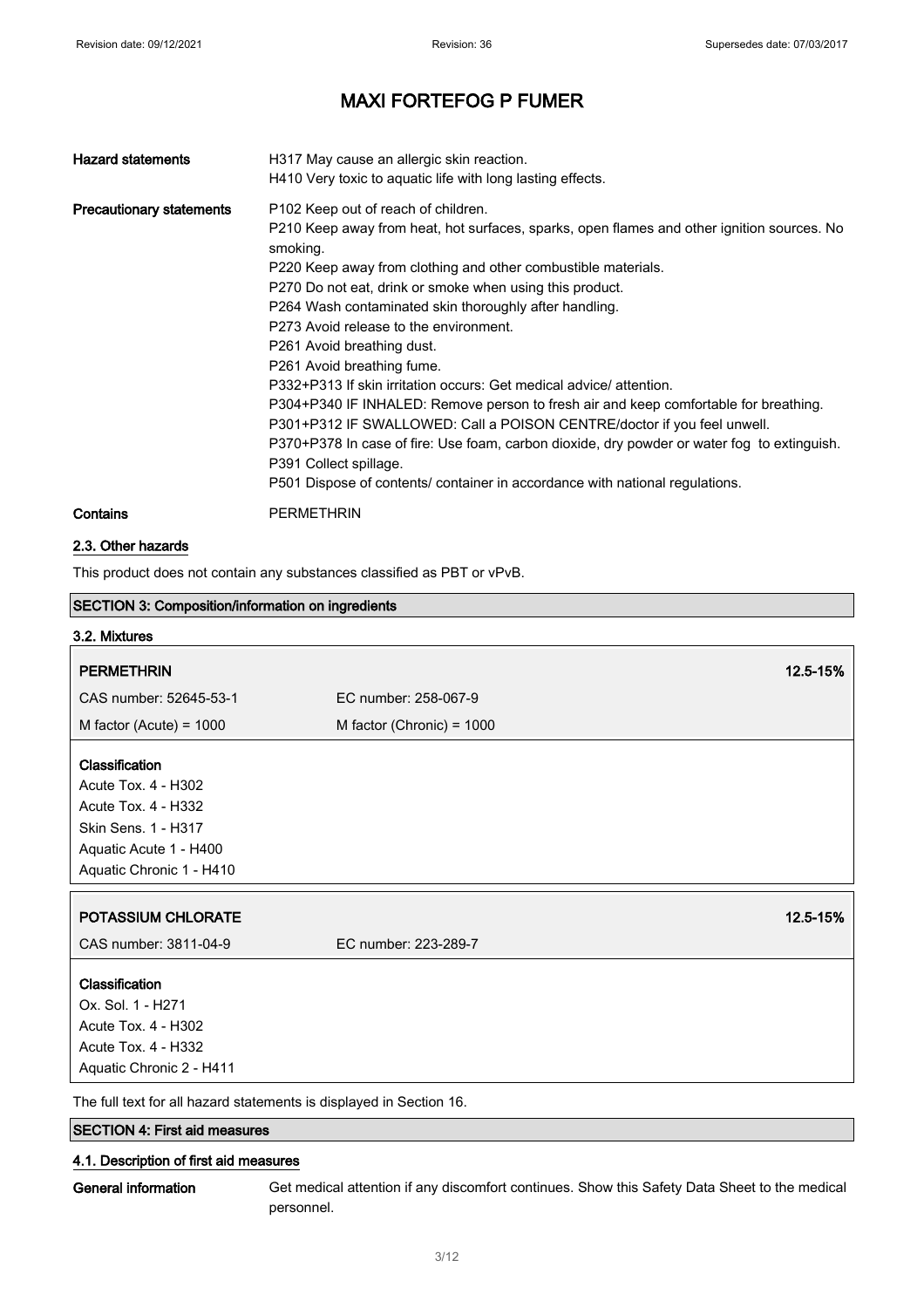| | |
|---|---|
| **Hazard statements** | H317 May cause an allergic skin reaction.<br>H410 Very toxic to aquatic life with long lasting effects. |
| **Precautionary statements** | P102 Keep out of reach of children.<br>P210 Keep away from heat, hot surfaces, sparks, open flames and other ignition sources. No smoking.<br>P220 Keep away from clothing and other combustible materials.<br>P270 Do not eat, drink or smoke when using this product.<br>P264 Wash contaminated skin thoroughly after handling.<br>P273 Avoid release to the environment.<br>P261 Avoid breathing dust.<br>P261 Avoid breathing fume.<br>P332+P313 If skin irritation occurs: Get medical advice/ attention.<br>P304+P340 IF INHALED: Remove person to fresh air and keep comfortable for breathing.<br>P301+P312 IF SWALLOWED: Call a POISON CENTRE/doctor if you feel unwell.<br>P370+P378 In case of fire: Use foam, carbon dioxide, dry powder or water fog to extinguish.<br>P391 Collect spillage.<br>P501 Dispose of contents/ container in accordance with national regulations. |
| **Contains** | PERMETHRIN |

### 2.3. Other hazards

This product does not contain any substances classified as PBT or vPvB.

## SECTION 3: Composition/information on ingredients

### 3.2. Mixtures

| **PERMETHRIN** | | **12.5-15%** |
|---|---|---|
| CAS number: 52645-53-1 | EC number: 258-067-9 | |
| M factor (Acute) = 1000 | M factor (Chronic) = 1000 | |

**Classification**
Acute Tox. 4 - H302
Acute Tox. 4 - H332
Skin Sens. 1 - H317
Aquatic Acute 1 - H400
Aquatic Chronic 1 - H410

| **POTASSIUM CHLORATE** | | **12.5-15%** |
|---|---|---|
| CAS number: 3811-04-9 | EC number: 223-289-7 | |

**Classification**
Ox. Sol. 1 - H271
Acute Tox. 4 - H302
Acute Tox. 4 - H332
Aquatic Chronic 2 - H411

The full text for all hazard statements is displayed in Section 16.

## SECTION 4: First aid measures

### 4.1. Description of first aid measures

**General information** Get medical attention if any discomfort continues. Show this Safety Data Sheet to the medical personnel.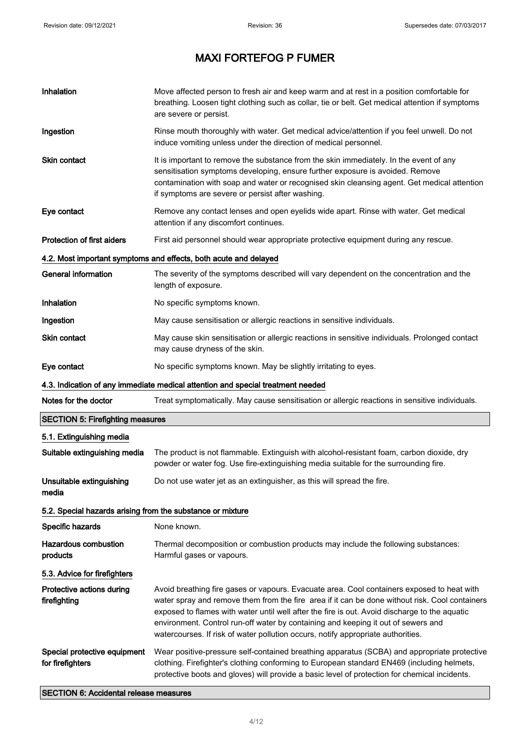# MAXI FORTEFOG P FUMER

| | |
|---|---|
| **Inhalation** | Move affected person to fresh air and keep warm and at rest in a position comfortable for breathing. Loosen tight clothing such as collar, tie or belt. Get medical attention if symptoms are severe or persist. |
| **Ingestion** | Rinse mouth thoroughly with water. Get medical advice/attention if you feel unwell. Do not induce vomiting unless under the direction of medical personnel. |
| **Skin contact** | It is important to remove the substance from the skin immediately. In the event of any sensitisation symptoms developing, ensure further exposure is avoided. Remove contamination with soap and water or recognised skin cleansing agent. Get medical attention if symptoms are severe or persist after washing. |
| **Eye contact** | Remove any contact lenses and open eyelids wide apart. Rinse with water. Get medical attention if any discomfort continues. |
| **Protection of first aiders** | First aid personnel should wear appropriate protective equipment during any rescue. |

### 4.2. Most important symptoms and effects, both acute and delayed

| | |
|---|---|
| **General information** | The severity of the symptoms described will vary dependent on the concentration and the length of exposure. |
| **Inhalation** | No specific symptoms known. |
| **Ingestion** | May cause sensitisation or allergic reactions in sensitive individuals. |
| **Skin contact** | May cause skin sensitisation or allergic reactions in sensitive individuals. Prolonged contact may cause dryness of the skin. |
| **Eye contact** | No specific symptoms known. May be slightly irritating to eyes. |

### 4.3. Indication of any immediate medical attention and special treatment needed

| | |
|---|---|
| **Notes for the doctor** | Treat symptomatically. May cause sensitisation or allergic reactions in sensitive individuals. |

## SECTION 5: Firefighting measures

### 5.1. Extinguishing media

| | |
|---|---|
| **Suitable extinguishing media** | The product is not flammable. Extinguish with alcohol-resistant foam, carbon dioxide, dry powder or water fog. Use fire-extinguishing media suitable for the surrounding fire. |
| **Unsuitable extinguishing media** | Do not use water jet as an extinguisher, as this will spread the fire. |

### 5.2. Special hazards arising from the substance or mixture

| | |
|---|---|
| **Specific hazards** | None known. |
| **Hazardous combustion products** | Thermal decomposition or combustion products may include the following substances: Harmful gases or vapours. |

### 5.3. Advice for firefighters

| | |
|---|---|
| **Protective actions during firefighting** | Avoid breathing fire gases or vapours. Evacuate area. Cool containers exposed to heat with water spray and remove them from the fire area if it can be done without risk. Cool containers exposed to flames with water until well after the fire is out. Avoid discharge to the aquatic environment. Control run-off water by containing and keeping it out of sewers and watercourses. If risk of water pollution occurs, notify appropriate authorities. |
| **Special protective equipment for firefighters** | Wear positive-pressure self-contained breathing apparatus (SCBA) and appropriate protective clothing. Firefighter's clothing conforming to European standard EN469 (including helmets, protective boots and gloves) will provide a basic level of protection for chemical incidents. |

## SECTION 6: Accidental release measures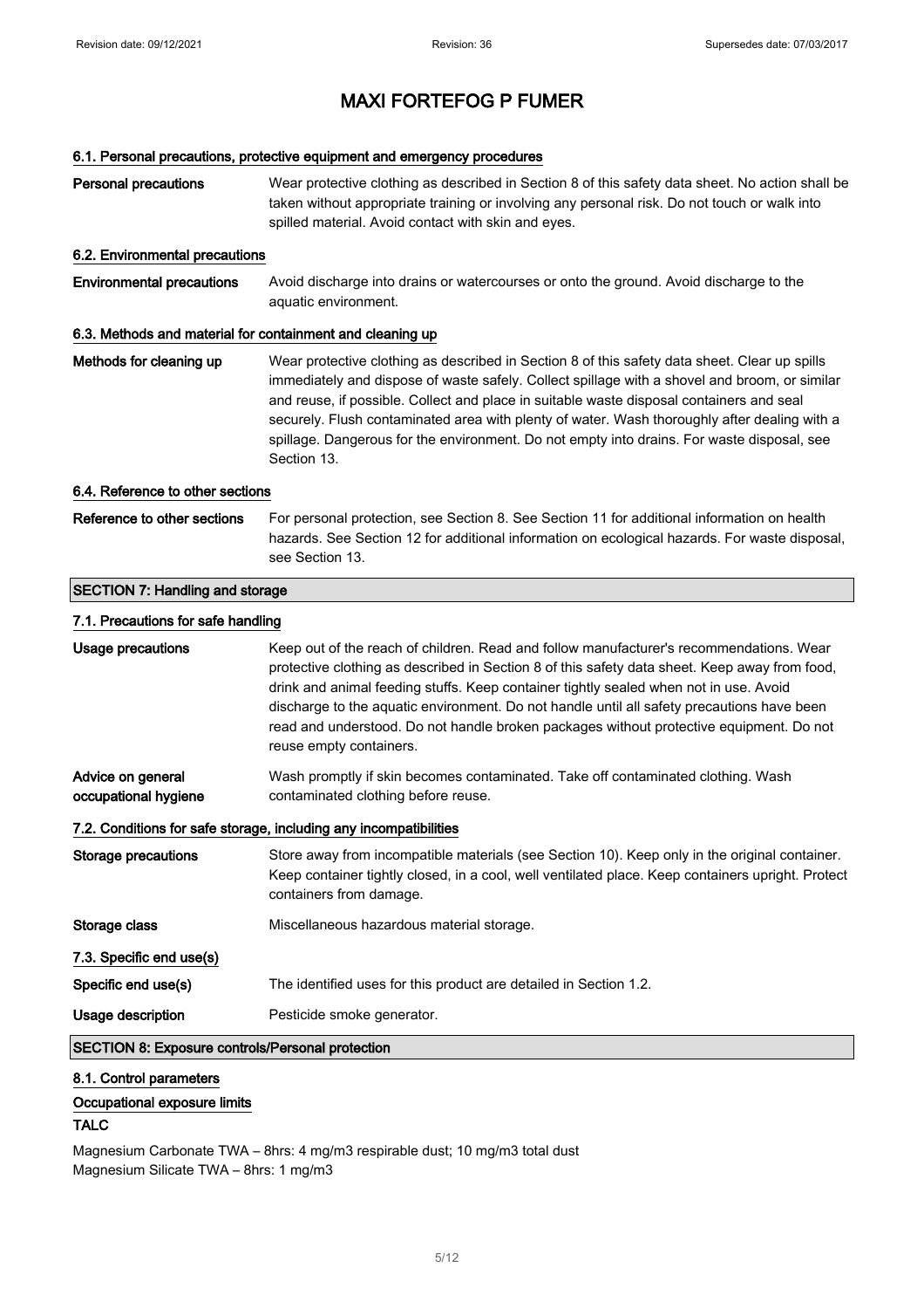# MAXI FORTEFOG P FUMER

### 6.1. Personal precautions, protective equipment and emergency procedures

**Personal precautions** Wear protective clothing as described in Section 8 of this safety data sheet. No action shall be taken without appropriate training or involving any personal risk. Do not touch or walk into spilled material. Avoid contact with skin and eyes.

### 6.2. Environmental precautions

**Environmental precautions** Avoid discharge into drains or watercourses or onto the ground. Avoid discharge to the aquatic environment.

### 6.3. Methods and material for containment and cleaning up

**Methods for cleaning up** Wear protective clothing as described in Section 8 of this safety data sheet. Clear up spills immediately and dispose of waste safely. Collect spillage with a shovel and broom, or similar and reuse, if possible. Collect and place in suitable waste disposal containers and seal securely. Flush contaminated area with plenty of water. Wash thoroughly after dealing with a spillage. Dangerous for the environment. Do not empty into drains. For waste disposal, see Section 13.

### 6.4. Reference to other sections

**Reference to other sections** For personal protection, see Section 8. See Section 11 for additional information on health hazards. See Section 12 for additional information on ecological hazards. For waste disposal, see Section 13.

## SECTION 7: Handling and storage

### 7.1. Precautions for safe handling

**Usage precautions** Keep out of the reach of children. Read and follow manufacturer's recommendations. Wear protective clothing as described in Section 8 of this safety data sheet. Keep away from food, drink and animal feeding stuffs. Keep container tightly sealed when not in use. Avoid discharge to the aquatic environment. Do not handle until all safety precautions have been read and understood. Do not handle broken packages without protective equipment. Do not reuse empty containers.

**Advice on general occupational hygiene** Wash promptly if skin becomes contaminated. Take off contaminated clothing. Wash contaminated clothing before reuse.

### 7.2. Conditions for safe storage, including any incompatibilities

**Storage precautions** Store away from incompatible materials (see Section 10). Keep only in the original container. Keep container tightly closed, in a cool, well ventilated place. Keep containers upright. Protect containers from damage.

**Storage class** Miscellaneous hazardous material storage.

### 7.3. Specific end use(s)

**Specific end use(s)** The identified uses for this product are detailed in Section 1.2.

**Usage description** Pesticide smoke generator.

## SECTION 8: Exposure controls/Personal protection

### 8.1. Control parameters

**Occupational exposure limits**

**TALC**

Magnesium Carbonate TWA – 8hrs: 4 mg/m3 respirable dust; 10 mg/m3 total dust
Magnesium Silicate TWA – 8hrs: 1 mg/m3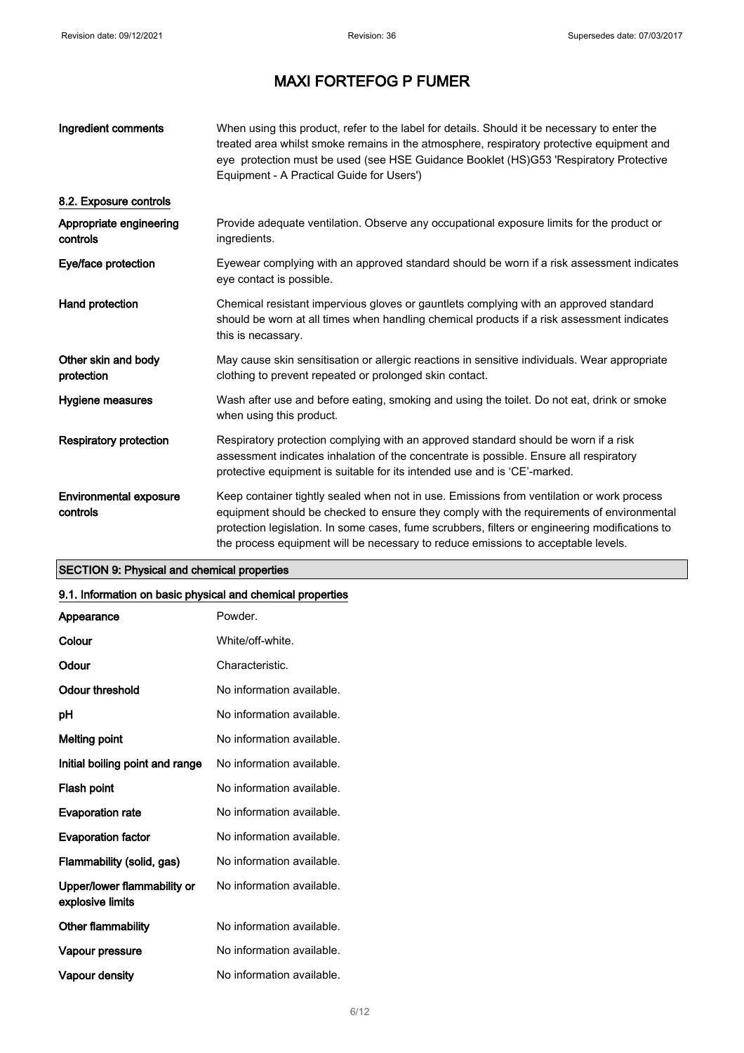# MAXI FORTEFOG P FUMER

| | |
|---|---|
| **Ingredient comments** | When using this product, refer to the label for details. Should it be necessary to enter the treated area whilst smoke remains in the atmosphere, respiratory protective equipment and eye protection must be used (see HSE Guidance Booklet (HS)G53 'Respiratory Protective Equipment - A Practical Guide for Users') |

### 8.2. Exposure controls

| | |
|---|---|
| **Appropriate engineering controls** | Provide adequate ventilation. Observe any occupational exposure limits for the product or ingredients. |
| **Eye/face protection** | Eyewear complying with an approved standard should be worn if a risk assessment indicates eye contact is possible. |
| **Hand protection** | Chemical resistant impervious gloves or gauntlets complying with an approved standard should be worn at all times when handling chemical products if a risk assessment indicates this is necassary. |
| **Other skin and body protection** | May cause skin sensitisation or allergic reactions in sensitive individuals. Wear appropriate clothing to prevent repeated or prolonged skin contact. |
| **Hygiene measures** | Wash after use and before eating, smoking and using the toilet. Do not eat, drink or smoke when using this product. |
| **Respiratory protection** | Respiratory protection complying with an approved standard should be worn if a risk assessment indicates inhalation of the concentrate is possible. Ensure all respiratory protective equipment is suitable for its intended use and is 'CE'-marked. |
| **Environmental exposure controls** | Keep container tightly sealed when not in use. Emissions from ventilation or work process equipment should be checked to ensure they comply with the requirements of environmental protection legislation. In some cases, fume scrubbers, filters or engineering modifications to the process equipment will be necessary to reduce emissions to acceptable levels. |

## SECTION 9: Physical and chemical properties

### 9.1. Information on basic physical and chemical properties

| | |
|---|---|
| **Appearance** | Powder. |
| **Colour** | White/off-white. |
| **Odour** | Characteristic. |
| **Odour threshold** | No information available. |
| **pH** | No information available. |
| **Melting point** | No information available. |
| **Initial boiling point and range** | No information available. |
| **Flash point** | No information available. |
| **Evaporation rate** | No information available. |
| **Evaporation factor** | No information available. |
| **Flammability (solid, gas)** | No information available. |
| **Upper/lower flammability or explosive limits** | No information available. |
| **Other flammability** | No information available. |
| **Vapour pressure** | No information available. |
| **Vapour density** | No information available. |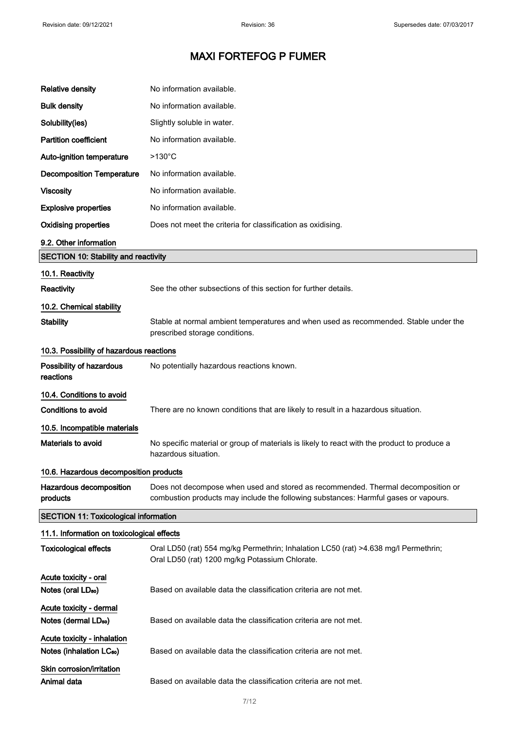# MAXI FORTEFOG P FUMER

| | |
|---|---|
| **Relative density** | No information available. |
| **Bulk density** | No information available. |
| **Solubility(ies)** | Slightly soluble in water. |
| **Partition coefficient** | No information available. |
| **Auto-ignition temperature** | >130°C |
| **Decomposition Temperature** | No information available. |
| **Viscosity** | No information available. |
| **Explosive properties** | No information available. |
| **Oxidising properties** | Does not meet the criteria for classification as oxidising. |

### 9.2. Other information

## SECTION 10: Stability and reactivity

### 10.1. Reactivity

**Reactivity** See the other subsections of this section for further details.

### 10.2. Chemical stability

**Stability** Stable at normal ambient temperatures and when used as recommended. Stable under the prescribed storage conditions.

### 10.3. Possibility of hazardous reactions

**Possibility of hazardous reactions** No potentially hazardous reactions known.

### 10.4. Conditions to avoid

**Conditions to avoid** There are no known conditions that are likely to result in a hazardous situation.

### 10.5. Incompatible materials

**Materials to avoid** No specific material or group of materials is likely to react with the product to produce a hazardous situation.

### 10.6. Hazardous decomposition products

**Hazardous decomposition products** Does not decompose when used and stored as recommended. Thermal decomposition or combustion products may include the following substances: Harmful gases or vapours.

## SECTION 11: Toxicological information

### 11.1. Information on toxicological effects

**Toxicological effects** Oral LD50 (rat) 554 mg/kg Permethrin; Inhalation LC50 (rat) >4.638 mg/l Permethrin; Oral LD50 (rat) 1200 mg/kg Potassium Chlorate.

**Acute toxicity - oral**

**Notes (oral $LD_{50}$)** Based on available data the classification criteria are not met.

**Acute toxicity - dermal**

**Notes (dermal $LD_{50}$)** Based on available data the classification criteria are not met.

**Acute toxicity - inhalation**

**Notes (inhalation $LC_{50}$)** Based on available data the classification criteria are not met.

**Skin corrosion/irritation**

**Animal data** Based on available data the classification criteria are not met.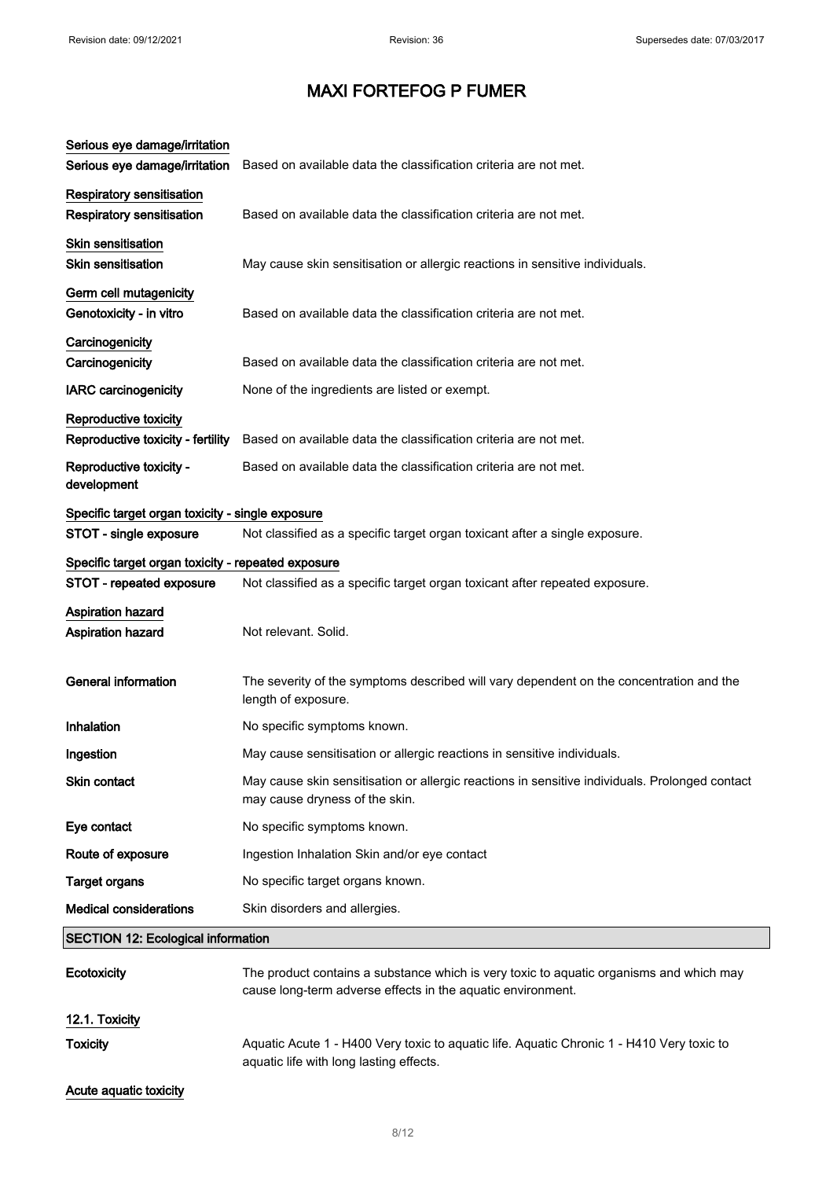# MAXI FORTEFOG P FUMER

**Serious eye damage/irritation**

| | |
|---|---|
| **Serious eye damage/irritation** | Based on available data the classification criteria are not met. |

**Respiratory sensitisation**

| | |
|---|---|
| **Respiratory sensitisation** | Based on available data the classification criteria are not met. |

**Skin sensitisation**

| | |
|---|---|
| **Skin sensitisation** | May cause skin sensitisation or allergic reactions in sensitive individuals. |

**Germ cell mutagenicity**

| | |
|---|---|
| **Genotoxicity - in vitro** | Based on available data the classification criteria are not met. |

**Carcinogenicity**

| | |
|---|---|
| **Carcinogenicity** | Based on available data the classification criteria are not met. |
| **IARC carcinogenicity** | None of the ingredients are listed or exempt. |

**Reproductive toxicity**

| | |
|---|---|
| **Reproductive toxicity - fertility** | Based on available data the classification criteria are not met. |
| **Reproductive toxicity - development** | Based on available data the classification criteria are not met. |

**Specific target organ toxicity - single exposure**

| | |
|---|---|
| **STOT - single exposure** | Not classified as a specific target organ toxicant after a single exposure. |

**Specific target organ toxicity - repeated exposure**

| | |
|---|---|
| **STOT - repeated exposure** | Not classified as a specific target organ toxicant after repeated exposure. |

**Aspiration hazard**

| | |
|---|---|
| **Aspiration hazard** | Not relevant. Solid. |

| | |
|---|---|
| **General information** | The severity of the symptoms described will vary dependent on the concentration and the length of exposure. |
| **Inhalation** | No specific symptoms known. |
| **Ingestion** | May cause sensitisation or allergic reactions in sensitive individuals. |
| **Skin contact** | May cause skin sensitisation or allergic reactions in sensitive individuals. Prolonged contact may cause dryness of the skin. |
| **Eye contact** | No specific symptoms known. |
| **Route of exposure** | Ingestion Inhalation Skin and/or eye contact |
| **Target organs** | No specific target organs known. |
| **Medical considerations** | Skin disorders and allergies. |

## SECTION 12: Ecological information

| | |
|---|---|
| **Ecotoxicity** | The product contains a substance which is very toxic to aquatic organisms and which may cause long-term adverse effects in the aquatic environment. |

**12.1. Toxicity**

| | |
|---|---|
| **Toxicity** | Aquatic Acute 1 - H400 Very toxic to aquatic life. Aquatic Chronic 1 - H410 Very toxic to aquatic life with long lasting effects. |

**Acute aquatic toxicity**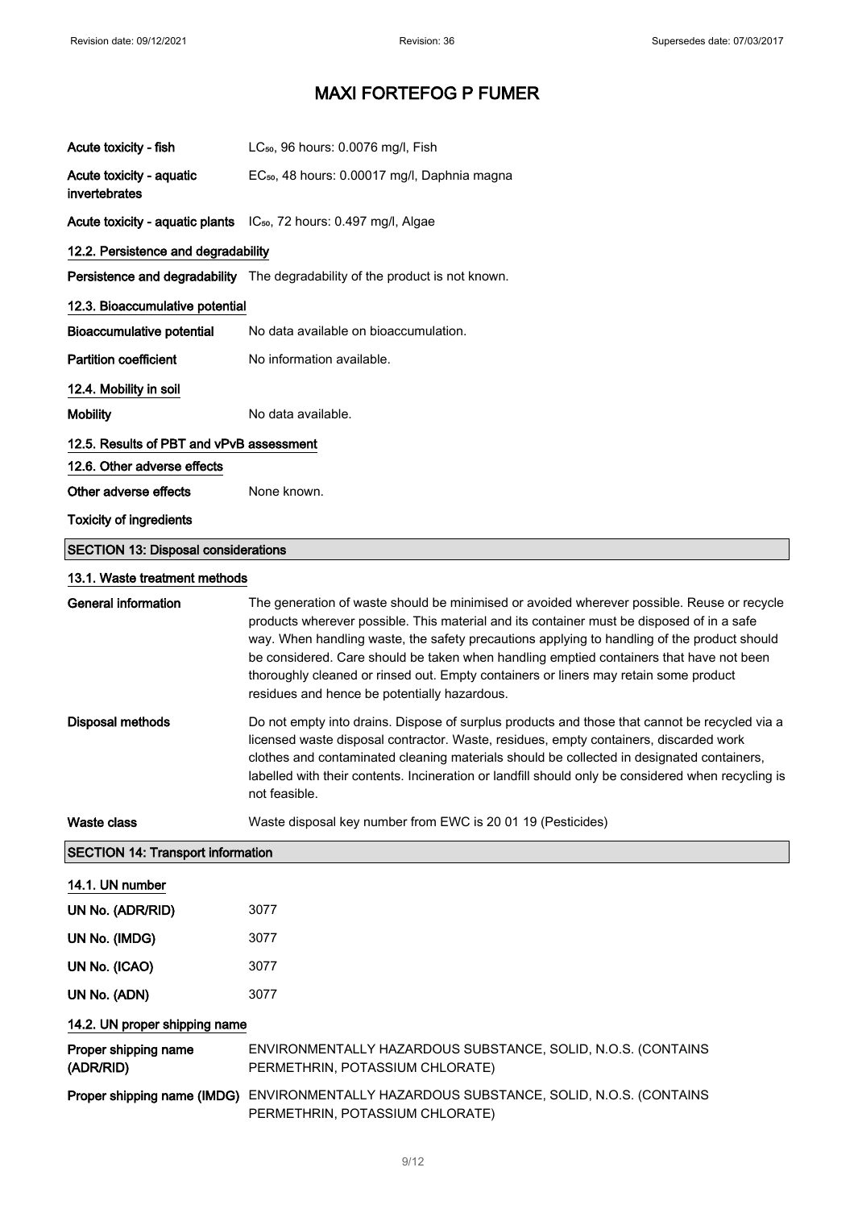# MAXI FORTEFOG P FUMER

| | |
|---|---|
| **Acute toxicity - fish** | $LC_{50}$, 96 hours: 0.0076 mg/l, Fish |
| **Acute toxicity - aquatic invertebrates** | $EC_{50}$, 48 hours: 0.00017 mg/l, Daphnia magna |
| **Acute toxicity - aquatic plants** | $IC_{50}$, 72 hours: 0.497 mg/l, Algae |

**12.2. Persistence and degradability**

**Persistence and degradability** The degradability of the product is not known.

**12.3. Bioaccumulative potential**

**Bioaccumulative potential** No data available on bioaccumulation.

**Partition coefficient** No information available.

**12.4. Mobility in soil**

**Mobility** No data available.

**12.5. Results of PBT and vPvB assessment**

**12.6. Other adverse effects**

**Other adverse effects** None known.

**Toxicity of ingredients**

## SECTION 13: Disposal considerations

**13.1. Waste treatment methods**

**General information** The generation of waste should be minimised or avoided wherever possible. Reuse or recycle products wherever possible. This material and its container must be disposed of in a safe way. When handling waste, the safety precautions applying to handling of the product should be considered. Care should be taken when handling emptied containers that have not been thoroughly cleaned or rinsed out. Empty containers or liners may retain some product residues and hence be potentially hazardous.

**Disposal methods** Do not empty into drains. Dispose of surplus products and those that cannot be recycled via a licensed waste disposal contractor. Waste, residues, empty containers, discarded work clothes and contaminated cleaning materials should be collected in designated containers, labelled with their contents. Incineration or landfill should only be considered when recycling is not feasible.

**Waste class** Waste disposal key number from EWC is 20 01 19 (Pesticides)

## SECTION 14: Transport information

**14.1. UN number**

| | |
|---|---|
| **UN No. (ADR/RID)** | 3077 |
| **UN No. (IMDG)** | 3077 |
| **UN No. (ICAO)** | 3077 |
| **UN No. (ADN)** | 3077 |

**14.2. UN proper shipping name**

**Proper shipping name (ADR/RID)** ENVIRONMENTALLY HAZARDOUS SUBSTANCE, SOLID, N.O.S. (CONTAINS PERMETHRIN, POTASSIUM CHLORATE)

**Proper shipping name (IMDG)** ENVIRONMENTALLY HAZARDOUS SUBSTANCE, SOLID, N.O.S. (CONTAINS PERMETHRIN, POTASSIUM CHLORATE)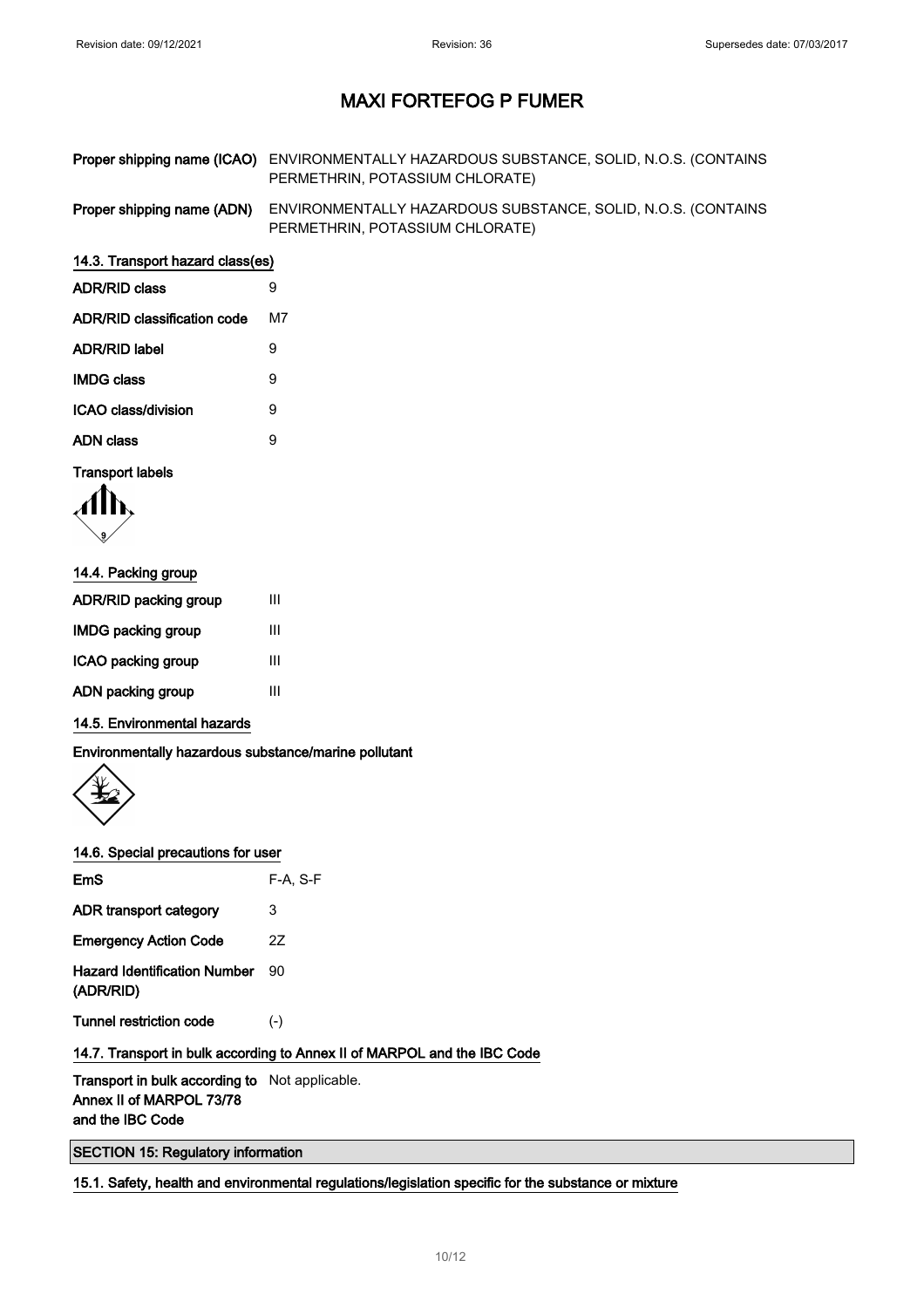# MAXI FORTEFOG P FUMER

| | |
|---|---|
| **Proper shipping name (ICAO)** | ENVIRONMENTALLY HAZARDOUS SUBSTANCE, SOLID, N.O.S. (CONTAINS PERMETHRIN, POTASSIUM CHLORATE) |
| **Proper shipping name (ADN)** | ENVIRONMENTALLY HAZARDOUS SUBSTANCE, SOLID, N.O.S. (CONTAINS PERMETHRIN, POTASSIUM CHLORATE) |

### 14.3. Transport hazard class(es)

| | |
|---|---|
| **ADR/RID class** | 9 |
| **ADR/RID classification code** | M7 |
| **ADR/RID label** | 9 |
| **IMDG class** | 9 |
| **ICAO class/division** | 9 |
| **ADN class** | 9 |

**Transport labels**

### 14.4. Packing group

| | |
|---|---|
| **ADR/RID packing group** | III |
| **IMDG packing group** | III |
| **ICAO packing group** | III |
| **ADN packing group** | III |

### 14.5. Environmental hazards

**Environmentally hazardous substance/marine pollutant**

### 14.6. Special precautions for user

| | |
|---|---|
| **EmS** | F-A, S-F |
| **ADR transport category** | 3 |
| **Emergency Action Code** | 2Z |
| **Hazard Identification Number (ADR/RID)** | 90 |
| **Tunnel restriction code** | (-) |

### 14.7. Transport in bulk according to Annex II of MARPOL and the IBC Code

| | |
|---|---|
| **Transport in bulk according to Annex II of MARPOL 73/78 and the IBC Code** | Not applicable. |

## SECTION 15: Regulatory information

### 15.1. Safety, health and environmental regulations/legislation specific for the substance or mixture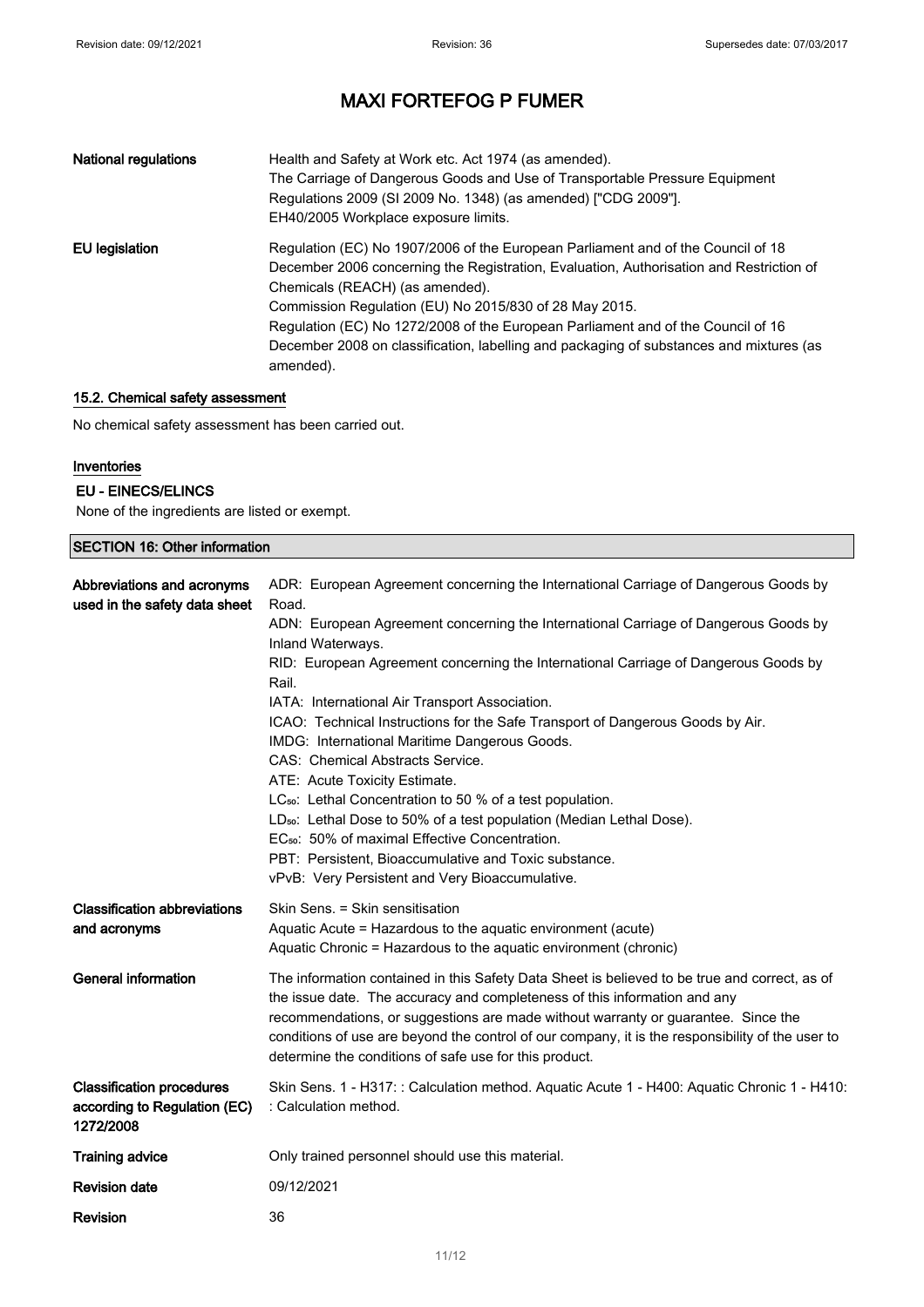# MAXI FORTEFOG P FUMER

| | |
|---|---|
| **National regulations** | Health and Safety at Work etc. Act 1974 (as amended).<br>The Carriage of Dangerous Goods and Use of Transportable Pressure Equipment Regulations 2009 (SI 2009 No. 1348) (as amended) ["CDG 2009"].<br>EH40/2005 Workplace exposure limits. |
| **EU legislation** | Regulation (EC) No 1907/2006 of the European Parliament and of the Council of 18 December 2006 concerning the Registration, Evaluation, Authorisation and Restriction of Chemicals (REACH) (as amended).<br>Commission Regulation (EU) No 2015/830 of 28 May 2015.<br>Regulation (EC) No 1272/2008 of the European Parliament and of the Council of 16 December 2008 on classification, labelling and packaging of substances and mixtures (as amended). |

### 15.2. Chemical safety assessment

No chemical safety assessment has been carried out.

### Inventories

#### EU - EINECS/ELINCS

None of the ingredients are listed or exempt.

## SECTION 16: Other information

| | |
|---|---|
| **Abbreviations and acronyms used in the safety data sheet** | ADR: European Agreement concerning the International Carriage of Dangerous Goods by Road.<br>ADN: European Agreement concerning the International Carriage of Dangerous Goods by Inland Waterways.<br>RID: European Agreement concerning the International Carriage of Dangerous Goods by Rail.<br>IATA: International Air Transport Association.<br>ICAO: Technical Instructions for the Safe Transport of Dangerous Goods by Air.<br>IMDG: International Maritime Dangerous Goods.<br>CAS: Chemical Abstracts Service.<br>ATE: Acute Toxicity Estimate.<br>$LC_{50}$: Lethal Concentration to 50 % of a test population.<br>$LD_{50}$: Lethal Dose to 50% of a test population (Median Lethal Dose).<br>$EC_{50}$: 50% of maximal Effective Concentration.<br>PBT: Persistent, Bioaccumulative and Toxic substance.<br>vPvB: Very Persistent and Very Bioaccumulative. |
| **Classification abbreviations and acronyms** | Skin Sens. = Skin sensitisation<br>Aquatic Acute = Hazardous to the aquatic environment (acute)<br>Aquatic Chronic = Hazardous to the aquatic environment (chronic) |
| **General information** | The information contained in this Safety Data Sheet is believed to be true and correct, as of the issue date. The accuracy and completeness of this information and any recommendations, or suggestions are made without warranty or guarantee. Since the conditions of use are beyond the control of our company, it is the responsibility of the user to determine the conditions of safe use for this product. |
| **Classification procedures according to Regulation (EC) 1272/2008** | Skin Sens. 1 - H317: : Calculation method. Aquatic Acute 1 - H400: Aquatic Chronic 1 - H410: : Calculation method. |
| **Training advice** | Only trained personnel should use this material. |
| **Revision date** | 09/12/2021 |
| **Revision** | 36 |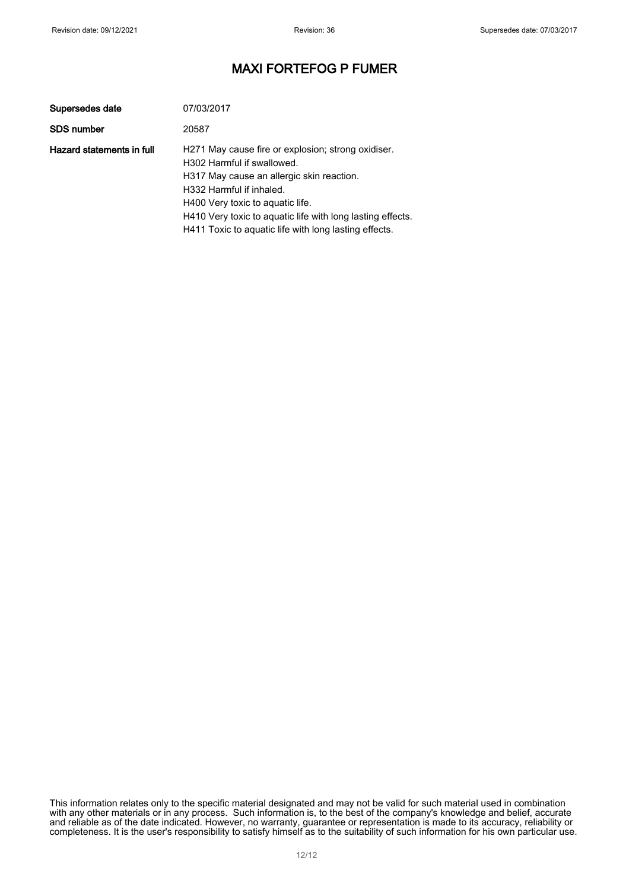| | |
|---|---|
| **Supersedes date** | 07/03/2017 |
| **SDS number** | 20587 |
| **Hazard statements in full** | H271 May cause fire or explosion; strong oxidiser.<br>H302 Harmful if swallowed.<br>H317 May cause an allergic skin reaction.<br>H332 Harmful if inhaled.<br>H400 Very toxic to aquatic life.<br>H410 Very toxic to aquatic life with long lasting effects.<br>H411 Toxic to aquatic life with long lasting effects. |

This information relates only to the specific material designated and may not be valid for such material used in combination with any other materials or in any process. Such information is, to the best of the company's knowledge and belief, accurate and reliable as of the date indicated. However, no warranty, guarantee or representation is made to its accuracy, reliability or completeness. It is the user's responsibility to satisfy himself as to the suitability of such information for his own particular use.